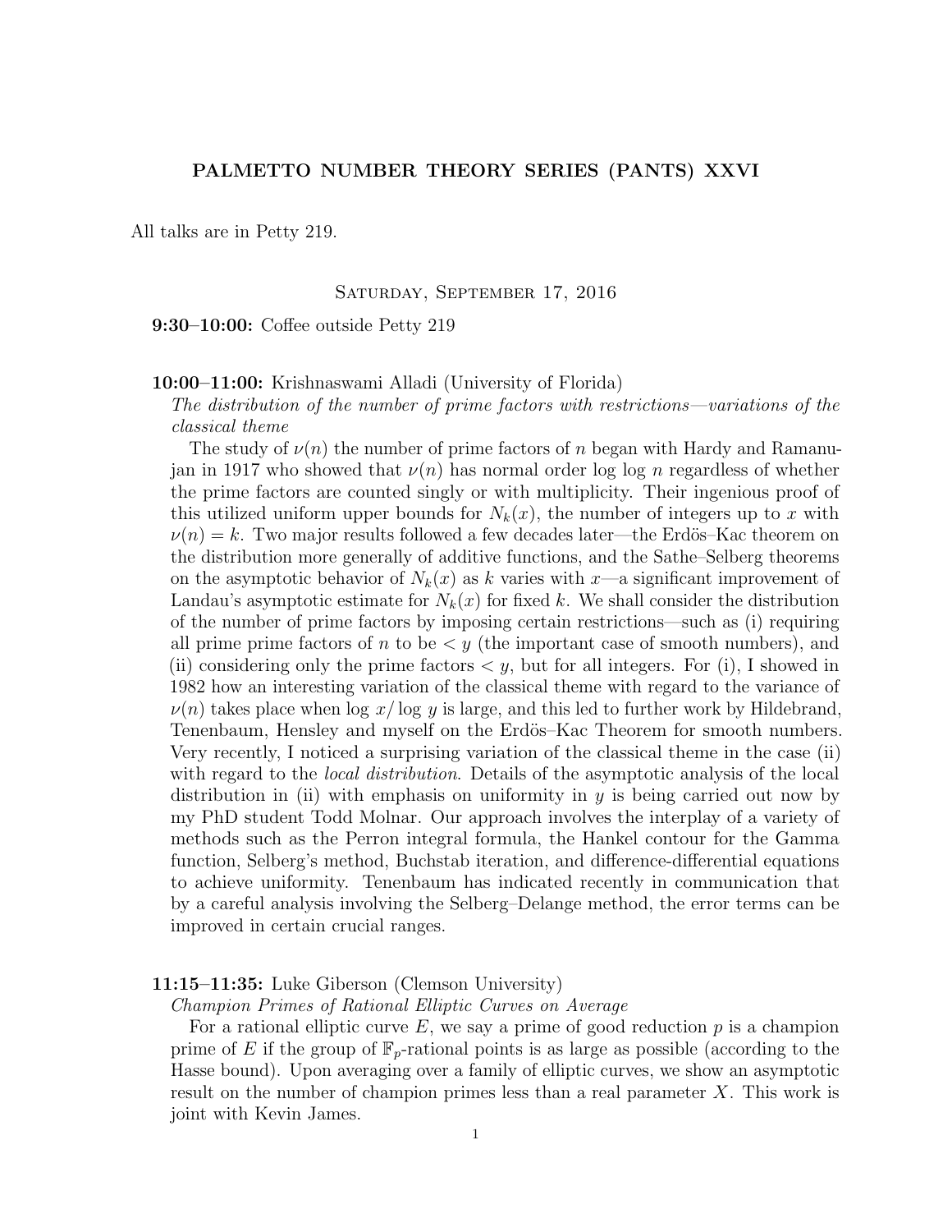# PALMETTO NUMBER THEORY SERIES (PANTS) XXVI

All talks are in Petty 219.

## Saturday, September 17, 2016

**9:30–10:00:** Coffee outside Petty 219

**10:00–11:00:** Krishnaswami Alladi (University of Florida)
*The distribution of the number of prime factors with restrictions—variations of the classical theme*

The study of $\nu(n)$ the number of prime factors of $n$ began with Hardy and Ramanujan in 1917 who showed that $\nu(n)$ has normal order $\log\log n$ regardless of whether the prime factors are counted singly or with multiplicity. Their ingenious proof of this utilized uniform upper bounds for $N_k(x)$, the number of integers up to $x$ with $\nu(n) = k$. Two major results followed a few decades later—the Erdös–Kac theorem on the distribution more generally of additive functions, and the Sathe–Selberg theorems on the asymptotic behavior of $N_k(x)$ as $k$ varies with $x$—a significant improvement of Landau's asymptotic estimate for $N_k(x)$ for fixed $k$. We shall consider the distribution of the number of prime factors by imposing certain restrictions—such as (i) requiring all prime prime factors of $n$ to be $< y$ (the important case of smooth numbers), and (ii) considering only the prime factors $< y$, but for all integers. For (i), I showed in 1982 how an interesting variation of the classical theme with regard to the variance of $\nu(n)$ takes place when $\log x/\log y$ is large, and this led to further work by Hildebrand, Tenenbaum, Hensley and myself on the Erdös–Kac Theorem for smooth numbers. Very recently, I noticed a surprising variation of the classical theme in the case (ii) with regard to the *local distribution*. Details of the asymptotic analysis of the local distribution in (ii) with emphasis on uniformity in $y$ is being carried out now by my PhD student Todd Molnar. Our approach involves the interplay of a variety of methods such as the Perron integral formula, the Hankel contour for the Gamma function, Selberg's method, Buchstab iteration, and difference-differential equations to achieve uniformity. Tenenbaum has indicated recently in communication that by a careful analysis involving the Selberg–Delange method, the error terms can be improved in certain crucial ranges.

**11:15–11:35:** Luke Giberson (Clemson University)
*Champion Primes of Rational Elliptic Curves on Average*

For a rational elliptic curve $E$, we say a prime of good reduction $p$ is a champion prime of $E$ if the group of $\mathbb{F}_p$-rational points is as large as possible (according to the Hasse bound). Upon averaging over a family of elliptic curves, we show an asymptotic result on the number of champion primes less than a real parameter $X$. This work is joint with Kevin James.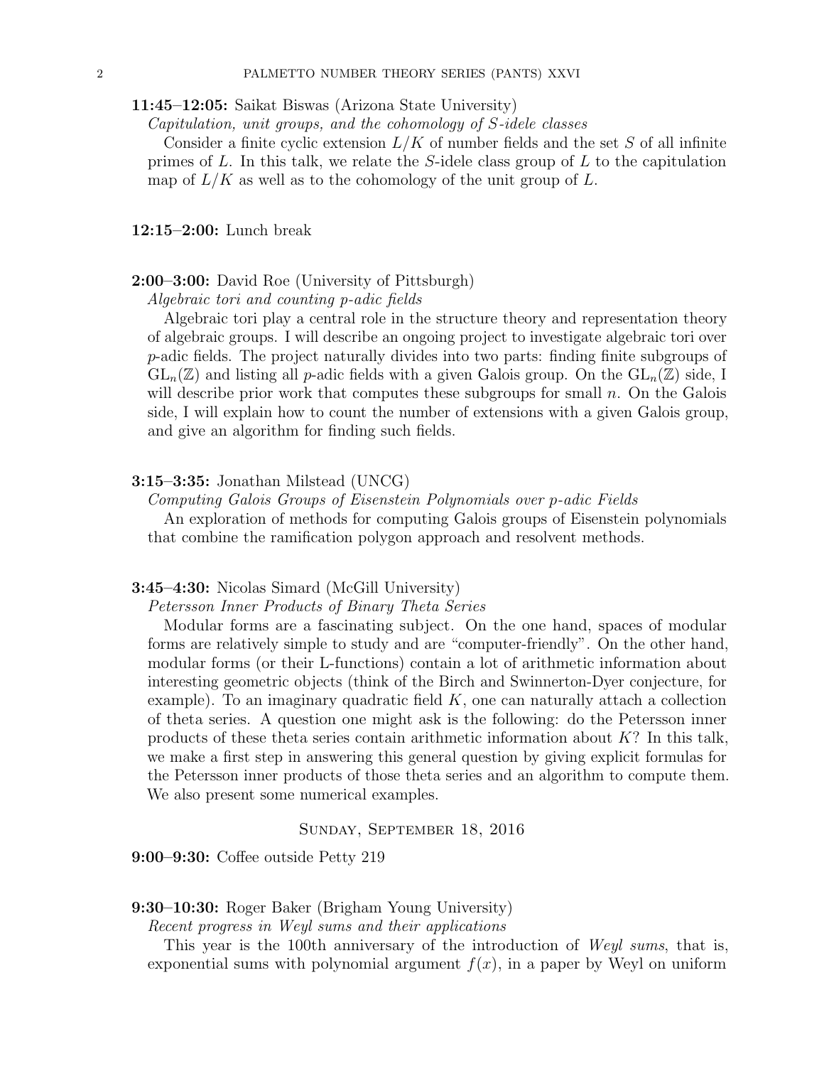**11:45–12:05:** Saikat Biswas (Arizona State University)

*Capitulation, unit groups, and the cohomology of $S$-idele classes*

Consider a finite cyclic extension $L/K$ of number fields and the set $S$ of all infinite primes of $L$. In this talk, we relate the $S$-idele class group of $L$ to the capitulation map of $L/K$ as well as to the cohomology of the unit group of $L$.

**12:15–2:00:** Lunch break

**2:00–3:00:** David Roe (University of Pittsburgh)

*Algebraic tori and counting $p$-adic fields*

Algebraic tori play a central role in the structure theory and representation theory of algebraic groups. I will describe an ongoing project to investigate algebraic tori over $p$-adic fields. The project naturally divides into two parts: finding finite subgroups of $\mathrm{GL}_n(\mathbb{Z})$ and listing all $p$-adic fields with a given Galois group. On the $\mathrm{GL}_n(\mathbb{Z})$ side, I will describe prior work that computes these subgroups for small $n$. On the Galois side, I will explain how to count the number of extensions with a given Galois group, and give an algorithm for finding such fields.

**3:15–3:35:** Jonathan Milstead (UNCG)

*Computing Galois Groups of Eisenstein Polynomials over p-adic Fields*

An exploration of methods for computing Galois groups of Eisenstein polynomials that combine the ramification polygon approach and resolvent methods.

**3:45–4:30:** Nicolas Simard (McGill University)

*Petersson Inner Products of Binary Theta Series*

Modular forms are a fascinating subject. On the one hand, spaces of modular forms are relatively simple to study and are "computer-friendly". On the other hand, modular forms (or their L-functions) contain a lot of arithmetic information about interesting geometric objects (think of the Birch and Swinnerton-Dyer conjecture, for example). To an imaginary quadratic field $K$, one can naturally attach a collection of theta series. A question one might ask is the following: do the Petersson inner products of these theta series contain arithmetic information about $K$? In this talk, we make a first step in answering this general question by giving explicit formulas for the Petersson inner products of those theta series and an algorithm to compute them. We also present some numerical examples.

## Sunday, September 18, 2016

**9:00–9:30:** Coffee outside Petty 219

**9:30–10:30:** Roger Baker (Brigham Young University)

*Recent progress in Weyl sums and their applications*

This year is the 100th anniversary of the introduction of *Weyl sums*, that is, exponential sums with polynomial argument $f(x)$, in a paper by Weyl on uniform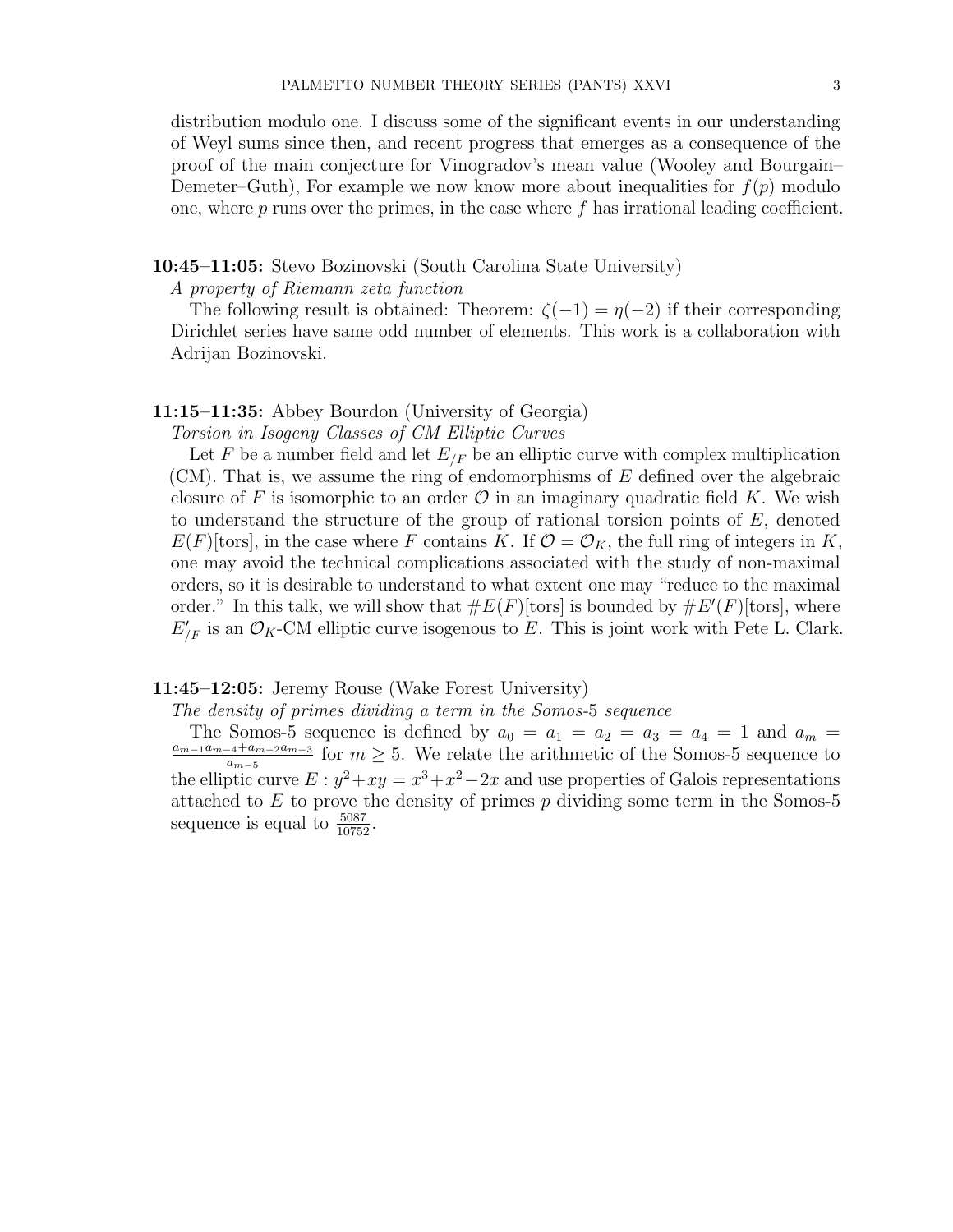distribution modulo one. I discuss some of the significant events in our understanding of Weyl sums since then, and recent progress that emerges as a consequence of the proof of the main conjecture for Vinogradov's mean value (Wooley and Bourgain–Demeter–Guth), For example we now know more about inequalities for $f(p)$ modulo one, where $p$ runs over the primes, in the case where $f$ has irrational leading coefficient.

**10:45–11:05:** Stevo Bozinovski (South Carolina State University)

*A property of Riemann zeta function*

The following result is obtained: Theorem: $\zeta(-1) = \eta(-2)$ if their corresponding Dirichlet series have same odd number of elements. This work is a collaboration with Adrijan Bozinovski.

**11:15–11:35:** Abbey Bourdon (University of Georgia)

*Torsion in Isogeny Classes of CM Elliptic Curves*

Let $F$ be a number field and let $E_{/F}$ be an elliptic curve with complex multiplication (CM). That is, we assume the ring of endomorphisms of $E$ defined over the algebraic closure of $F$ is isomorphic to an order $\mathcal{O}$ in an imaginary quadratic field $K$. We wish to understand the structure of the group of rational torsion points of $E$, denoted $E(F)[\text{tors}]$, in the case where $F$ contains $K$. If $\mathcal{O} = \mathcal{O}_K$, the full ring of integers in $K$, one may avoid the technical complications associated with the study of non-maximal orders, so it is desirable to understand to what extent one may "reduce to the maximal order." In this talk, we will show that $\#E(F)[\text{tors}]$ is bounded by $\#E'(F)[\text{tors}]$, where $E'_{/F}$ is an $\mathcal{O}_K$-CM elliptic curve isogenous to $E$. This is joint work with Pete L. Clark.

**11:45–12:05:** Jeremy Rouse (Wake Forest University)

*The density of primes dividing a term in the Somos-5 sequence*

The Somos-5 sequence is defined by $a_0 = a_1 = a_2 = a_3 = a_4 = 1$ and $a_m = \frac{a_{m-1}a_{m-4}+a_{m-2}a_{m-3}}{a_{m-5}}$ for $m \geq 5$. We relate the arithmetic of the Somos-5 sequence to the elliptic curve $E : y^2+xy = x^3+x^2-2x$ and use properties of Galois representations attached to $E$ to prove the density of primes $p$ dividing some term in the Somos-5 sequence is equal to $\frac{5087}{10752}$.